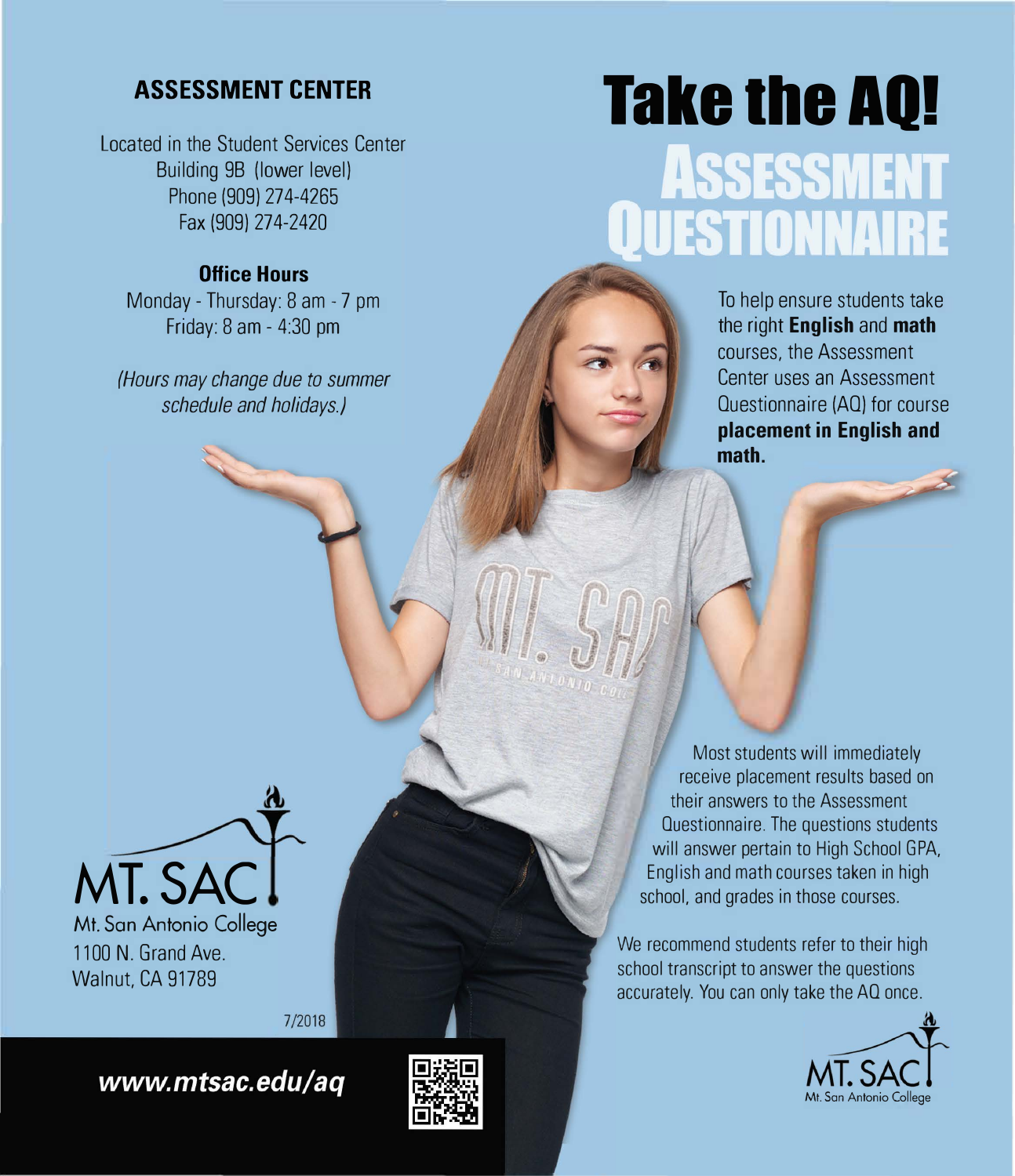# Take the AQ!

## Assessment Questionnaire

To help ensure students take the right **English** and **math** courses, the Assessment Center uses an Assessment Questionnaire (AQ) for course **placement in English and math.**

Most students will immediately receive placement results based on their answers to the Assessment Questionnaire. The questions students will answer pertain to High School GPA, English and math courses taken in high school, and grades in those courses.

We recommend students refer to their high school transcript to answer the questions accurately. You can only take the AQ once.

Mt. San Antonio College

## ASSESSMENT CENTER

Located in the Student Services Center
Building 9B (lower level)
Phone (909) 274-4265
Fax (909) 274-2420

**Office Hours**
Monday - Thursday: 8 am - 7 pm
Friday: 8 am - 4:30 pm

*(Hours may change due to summer schedule and holidays.)*

MT. SAC
Mt. San Antonio College
1100 N. Grand Ave.
Walnut, CA 91789

7/2018

***www.mtsac.edu/aq***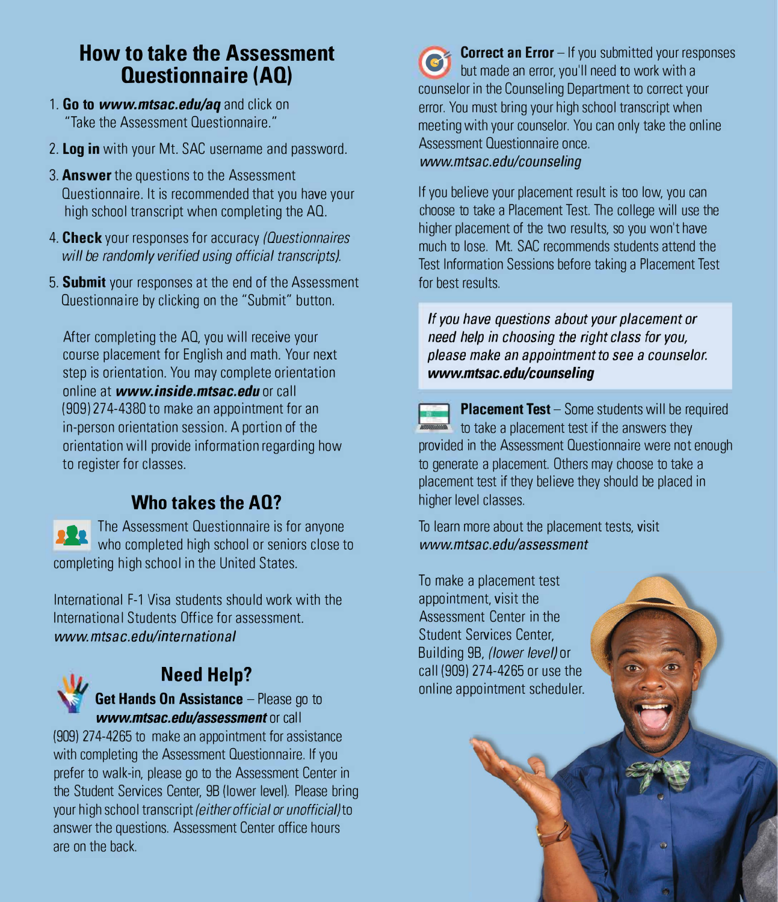## How to take the Assessment Questionnaire (AQ)

1. **Go to *www.mtsac.edu/aq*** and click on "Take the Assessment Questionnaire."
2. **Log in** with your Mt. SAC username and password.
3. **Answer** the questions to the Assessment Questionnaire. It is recommended that you have your high school transcript when completing the AQ.
4. **Check** your responses for accuracy *(Questionnaires will be randomly verified using official transcripts)*.
5. **Submit** your responses at the end of the Assessment Questionnaire by clicking on the "Submit" button.

After completing the AQ, you will receive your course placement for English and math. Your next step is orientation. You may complete orientation online at ***www.inside.mtsac.edu*** or call (909) 274-4380 to make an appointment for an in-person orientation session. A portion of the orientation will provide information regarding how to register for classes.

## Who takes the AQ?

The Assessment Questionnaire is for anyone who completed high school or seniors close to completing high school in the United States.

International F-1 Visa students should work with the International Students Office for assessment. *www.mtsac.edu/international*

## Need Help?

**Get Hands On Assistance** – Please go to ***www.mtsac.edu/assessment*** or call (909) 274-4265 to make an appointment for assistance with completing the Assessment Questionnaire. If you prefer to walk-in, please go to the Assessment Center in the Student Services Center, 9B (lower level). Please bring your high school transcript *(either official or unofficial)* to answer the questions. Assessment Center office hours are on the back.

**Correct an Error** – If you submitted your responses but made an error, you'll need to work with a counselor in the Counseling Department to correct your error. You must bring your high school transcript when meeting with your counselor. You can only take the online Assessment Questionnaire once. *www.mtsac.edu/counseling*

If you believe your placement result is too low, you can choose to take a Placement Test. The college will use the higher placement of the two results, so you won't have much to lose. Mt. SAC recommends students attend the Test Information Sessions before taking a Placement Test for best results.

*If you have questions about your placement or need help in choosing the right class for you, please make an appointment to see a counselor.* ***www.mtsac.edu/counseling***

**Placement Test** – Some students will be required to take a placement test if the answers they provided in the Assessment Questionnaire were not enough to generate a placement. Others may choose to take a placement test if they believe they should be placed in higher level classes.

To learn more about the placement tests, visit *www.mtsac.edu/assessment*

To make a placement test appointment, visit the Assessment Center in the Student Services Center, Building 9B, *(lower level)* or call (909) 274-4265 or use the online appointment scheduler.